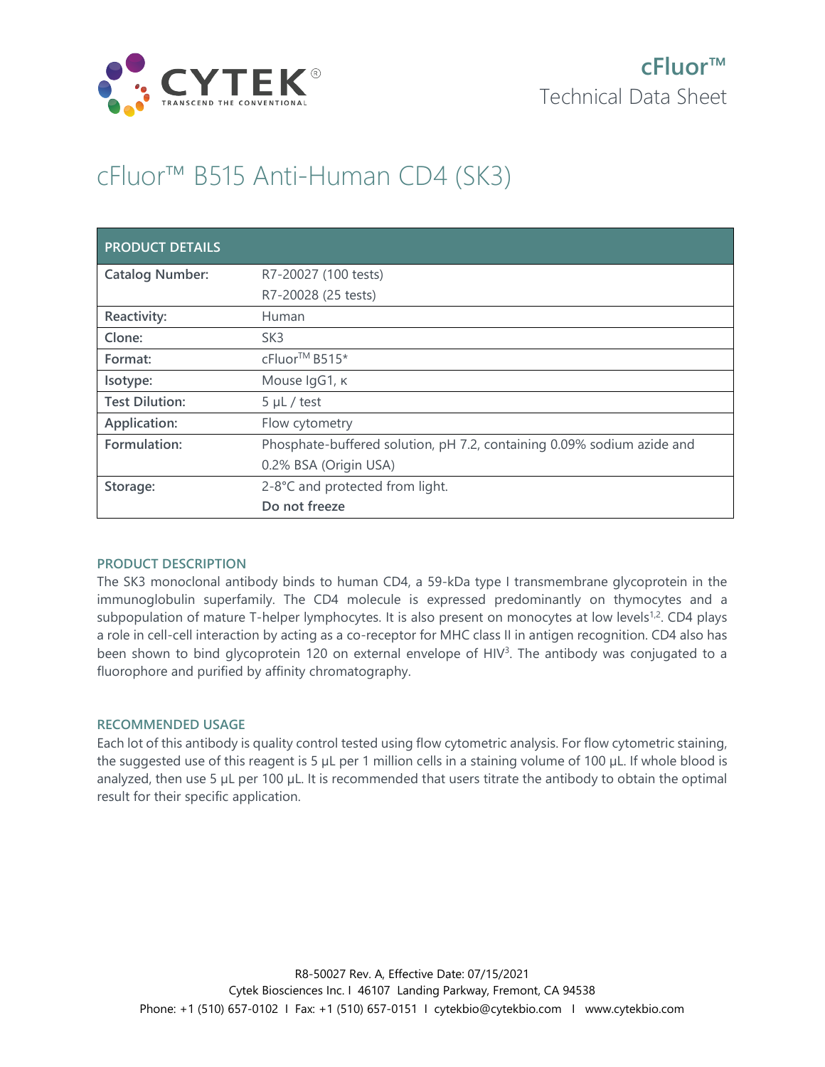cFluor™
Technical Data Sheet

# cFluor™ B515 Anti-Human CD4 (SK3)

| PRODUCT DETAILS | |
|---|---|
| **Catalog Number:** | R7-20027 (100 tests)<br>R7-20028 (25 tests) |
| **Reactivity:** | Human |
| **Clone:** | SK3 |
| **Format:** | cFluor™ B515* |
| **Isotype:** | Mouse IgG1, κ |
| **Test Dilution:** | 5 µL / test |
| **Application:** | Flow cytometry |
| **Formulation:** | Phosphate-buffered solution, pH 7.2, containing 0.09% sodium azide and 0.2% BSA (Origin USA) |
| **Storage:** | 2-8°C and protected from light.<br>**Do not freeze** |

## PRODUCT DESCRIPTION

The SK3 monoclonal antibody binds to human CD4, a 59-kDa type I transmembrane glycoprotein in the immunoglobulin superfamily. The CD4 molecule is expressed predominantly on thymocytes and a subpopulation of mature T-helper lymphocytes. It is also present on monocytes at low levels[1,2]. CD4 plays a role in cell-cell interaction by acting as a co-receptor for MHC class II in antigen recognition. CD4 also has been shown to bind glycoprotein 120 on external envelope of HIV[3]. The antibody was conjugated to a fluorophore and purified by affinity chromatography.

## RECOMMENDED USAGE

Each lot of this antibody is quality control tested using flow cytometric analysis. For flow cytometric staining, the suggested use of this reagent is 5 µL per 1 million cells in a staining volume of 100 µL. If whole blood is analyzed, then use 5 µL per 100 µL. It is recommended that users titrate the antibody to obtain the optimal result for their specific application.

R8-50027 Rev. A, Effective Date: 07/15/2021
Cytek Biosciences Inc. I 46107 Landing Parkway, Fremont, CA 94538
Phone: +1 (510) 657-0102 I Fax: +1 (510) 657-0151 I cytekbio@cytekbio.com I www.cytekbio.com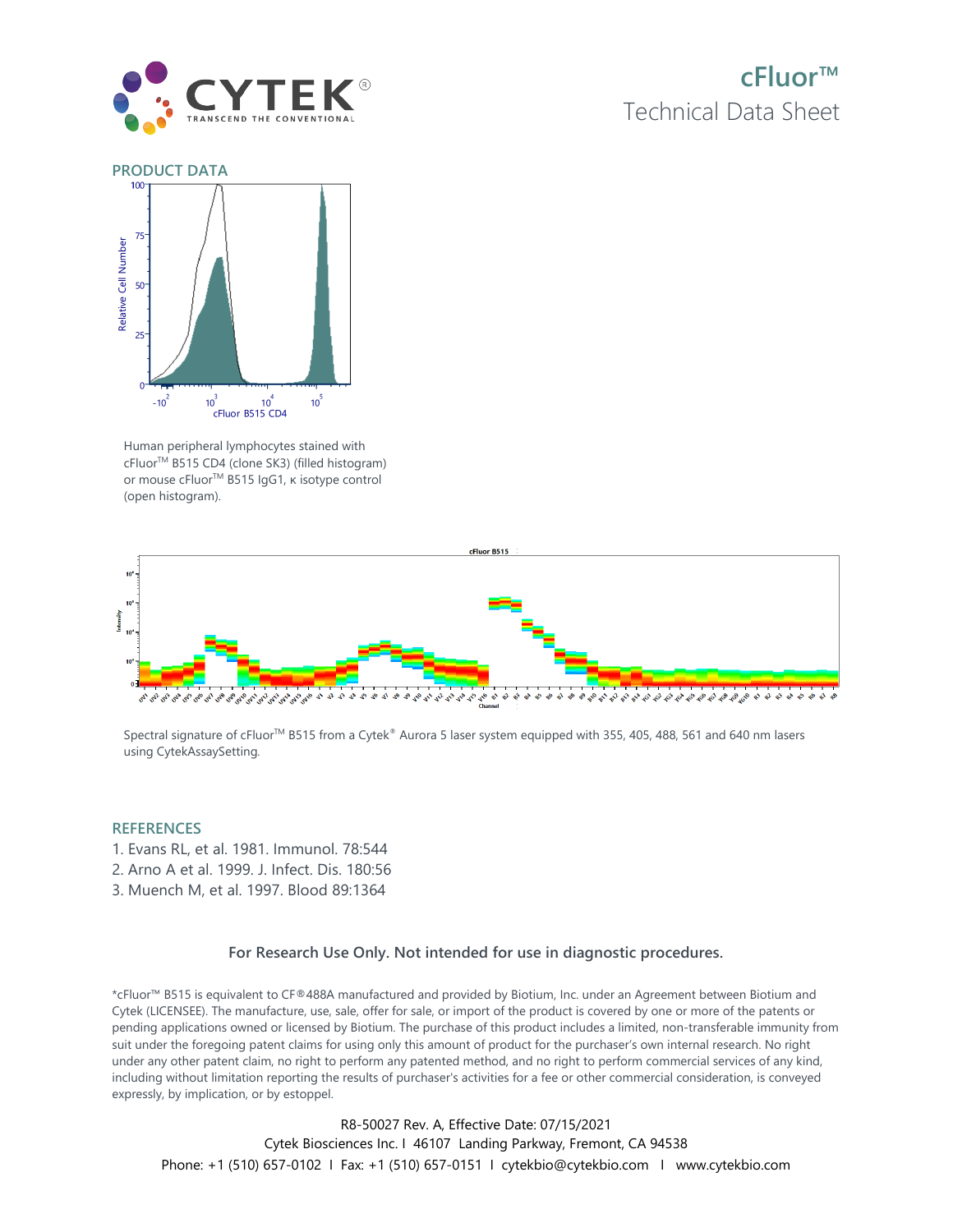## PRODUCT DATA

100
75
50
25
0
Relative Cell Number
$-10^2$ $10^3$ $10^4$ $10^5$
cFluor B515 CD4

Human peripheral lymphocytes stained with cFluor™ B515 CD4 (clone SK3) (filled histogram) or mouse cFluor™ B515 IgG1, κ isotype control (open histogram).

cFluor B515

Intensity

Channel

Spectral signature of cFluor™ B515 from a Cytek® Aurora 5 laser system equipped with 355, 405, 488, 561 and 640 nm lasers using CytekAssaySetting.

## REFERENCES

1. Evans RL, et al. 1981. Immunol. 78:544
2. Arno A et al. 1999. J. Infect. Dis. 180:56
3. Muench M, et al. 1997. Blood 89:1364

**For Research Use Only. Not intended for use in diagnostic procedures.**

*cFluor™ B515 is equivalent to CF®488A manufactured and provided by Biotium, Inc. under an Agreement between Biotium and Cytek (LICENSEE). The manufacture, use, sale, offer for sale, or import of the product is covered by one or more of the patents or pending applications owned or licensed by Biotium. The purchase of this product includes a limited, non-transferable immunity from suit under the foregoing patent claims for using only this amount of product for the purchaser's own internal research. No right under any other patent claim, no right to perform any patented method, and no right to perform commercial services of any kind, including without limitation reporting the results of purchaser's activities for a fee or other commercial consideration, is conveyed expressly, by implication, or by estoppel.

R8-50027 Rev. A, Effective Date: 07/15/2021

Cytek Biosciences Inc. I 46107 Landing Parkway, Fremont, CA 94538

Phone: +1 (510) 657-0102 I Fax: +1 (510) 657-0151 I cytekbio@cytekbio.com I www.cytekbio.com